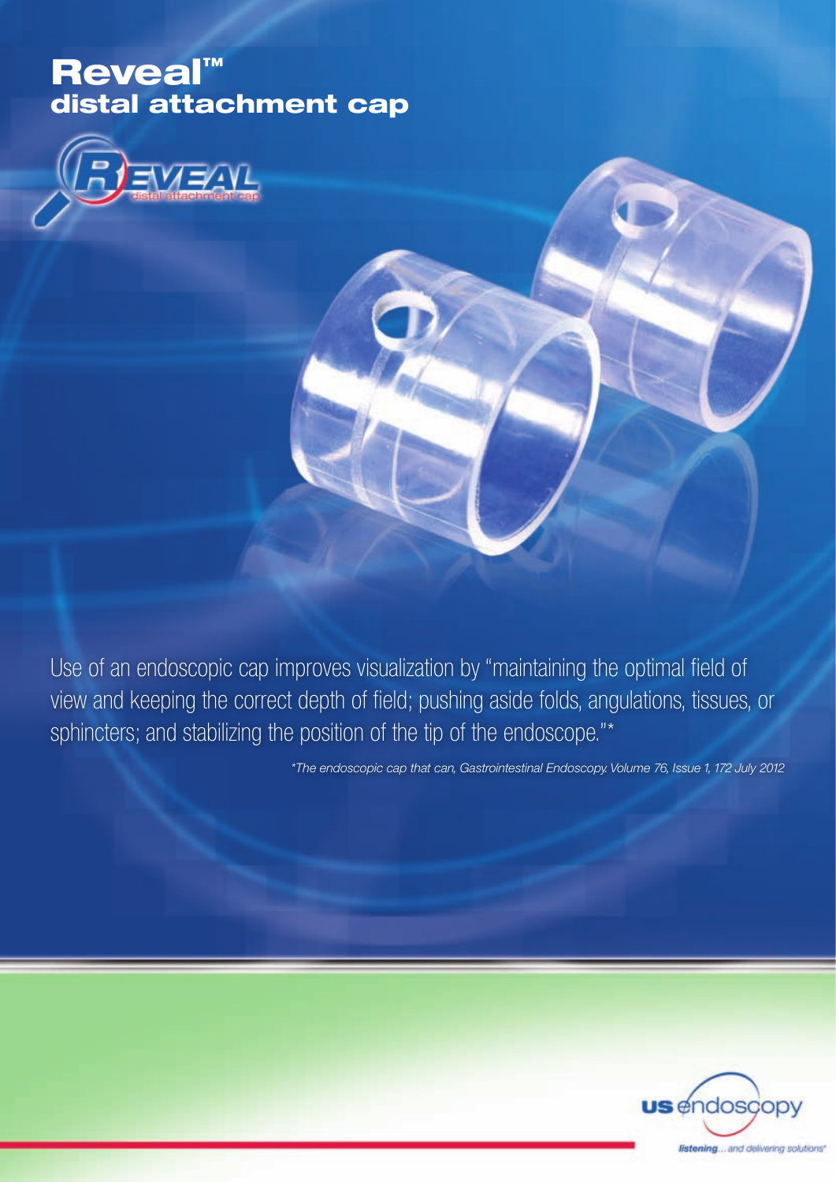# Reveal™
## distal attachment cap

Use of an endoscopic cap improves visualization by "maintaining the optimal field of view and keeping the correct depth of field; pushing aside folds, angulations, tissues, or sphincters; and stabilizing the position of the tip of the endoscope."*

*\*The endoscopic cap that can, Gastrointestinal Endoscopy. Volume 76, Issue 1, 172 July 2012*

**us** endoscopy

*listening... and delivering solutions*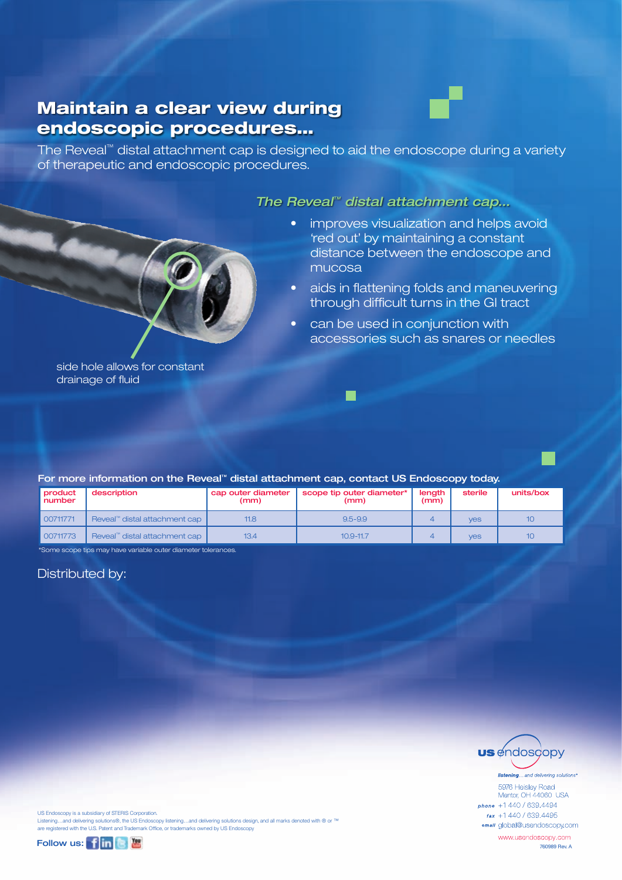# Maintain a clear view during endoscopic procedures...

The Reveal™ distal attachment cap is designed to aid the endoscope during a variety of therapeutic and endoscopic procedures.

side hole allows for constant drainage of fluid

### *The Reveal™ distal attachment cap...*

- improves visualization and helps avoid 'red out' by maintaining a constant distance between the endoscope and mucosa
- aids in flattening folds and maneuvering through difficult turns in the GI tract
- can be used in conjunction with accessories such as snares or needles

**For more information on the Reveal™ distal attachment cap, contact US Endoscopy today.**

| product number | description | cap outer diameter (mm) | scope tip outer diameter* (mm) | length (mm) | sterile | units/box |
|---|---|---|---|---|---|---|
| 00711771 | Reveal™ distal attachment cap | 11.8 | 9.5-9.9 | 4 | yes | 10 |
| 00711773 | Reveal™ distal attachment cap | 13.4 | 10.9-11.7 | 4 | yes | 10 |

*Some scope tips may have variable outer diameter tolerances.

Distributed by:

US Endoscopy is a subsidiary of STERIS Corporation.
Listening...and delivering solutions®, the US Endoscopy listening...and delivering solutions design, and all marks denoted with ® or ™ are registered with the U.S. Patent and Trademark Office, or trademarks owned by US Endoscopy

Follow us:

us endoscopy
*listening... and delivering solutions®*
5976 Heisley Road
Mentor, OH 44060 USA
phone +1 440 / 639.4494
fax +1 440 / 639.4495
email global@usendoscopy.com
www.usendoscopy.com
760989 Rev. A